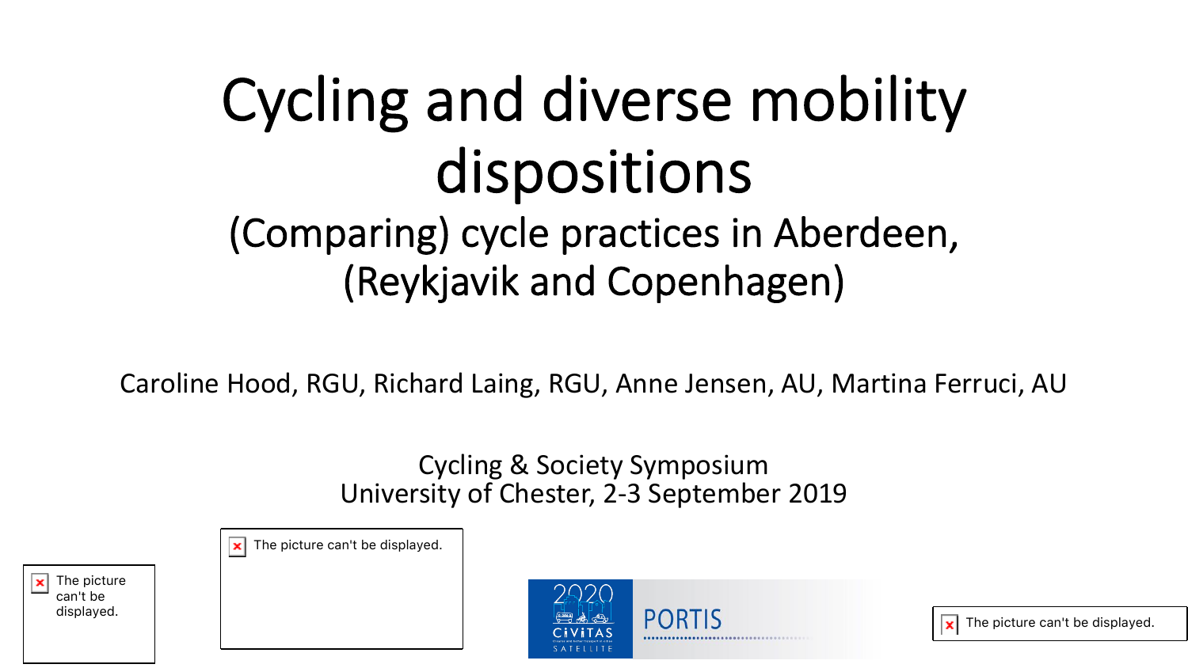# Cycling and diverse mobility dispositions

## (Comparing) cycle practices in Aberdeen, (Reykjavik and Copenhagen)

Caroline Hood, RGU, Richard Laing, RGU, Anne Jensen, AU, Martina Ferruci, AU

Cycling & Society Symposium
University of Chester, 2-3 September 2019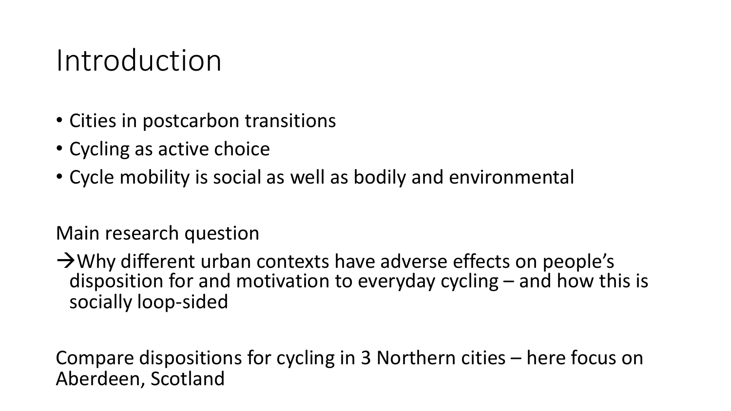# Introduction

- Cities in postcarbon transitions
- Cycling as active choice
- Cycle mobility is social as well as bodily and environmental

Main research question

→Why different urban contexts have adverse effects on people's disposition for and motivation to everyday cycling – and how this is socially loop-sided

Compare dispositions for cycling in 3 Northern cities – here focus on Aberdeen, Scotland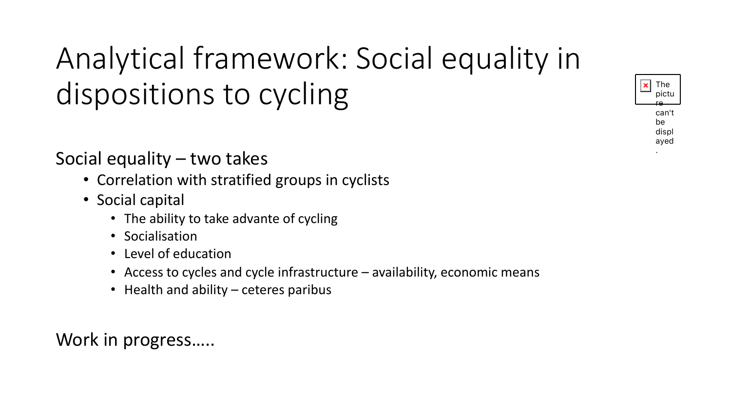# Analytical framework: Social equality in dispositions to cycling

Social equality – two takes

- Correlation with stratified groups in cyclists
- Social capital
  - The ability to take advante of cycling
  - Socialisation
  - Level of education
  - Access to cycles and cycle infrastructure – availability, economic means
  - Health and ability – ceteres paribus

Work in progress…..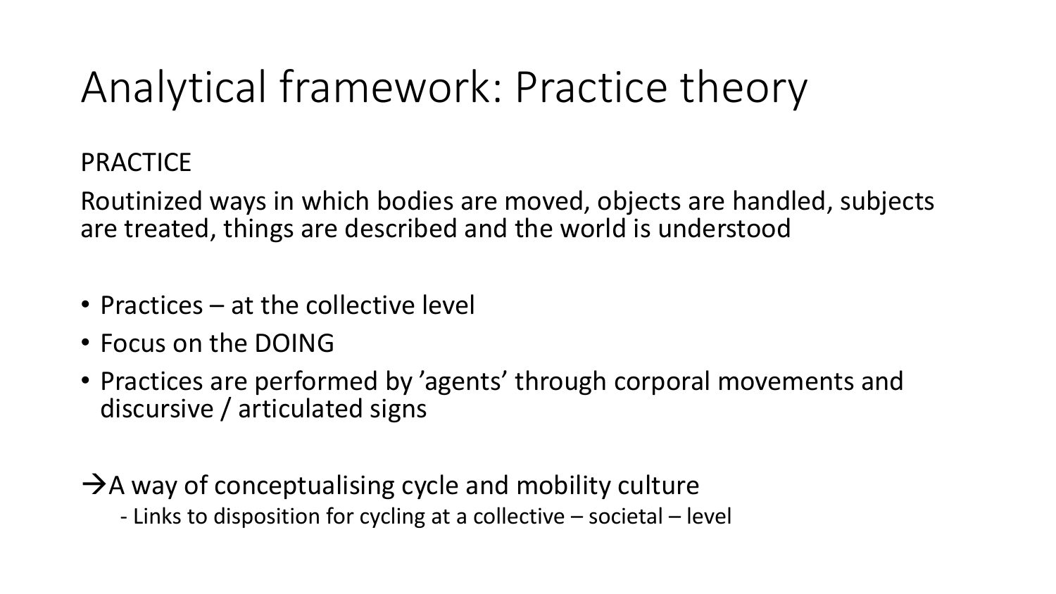# Analytical framework: Practice theory

PRACTICE

Routinized ways in which bodies are moved, objects are handled, subjects are treated, things are described and the world is understood

- Practices – at the collective level
- Focus on the DOING
- Practices are performed by 'agents' through corporal movements and discursive / articulated signs

→A way of conceptualising cycle and mobility culture

- Links to disposition for cycling at a collective – societal – level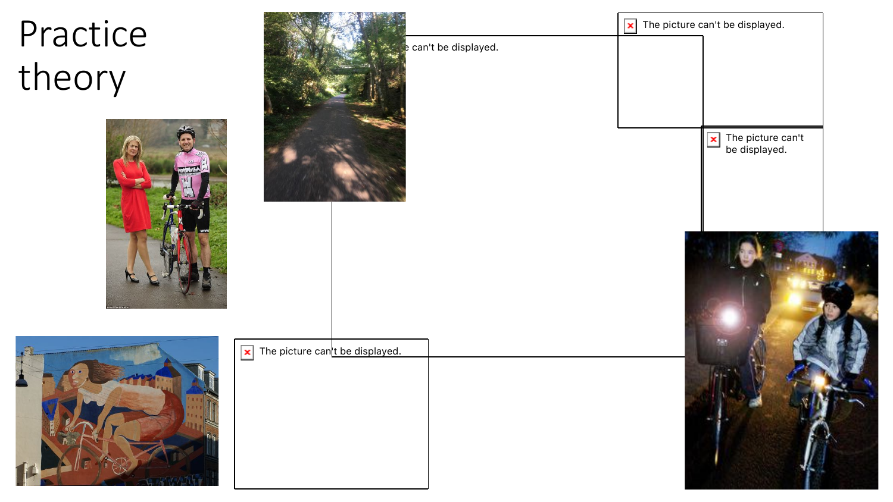# Practice theory

The picture can't be displayed.

The picture can't be displayed.

The picture can't be displayed.

The picture can't be displayed.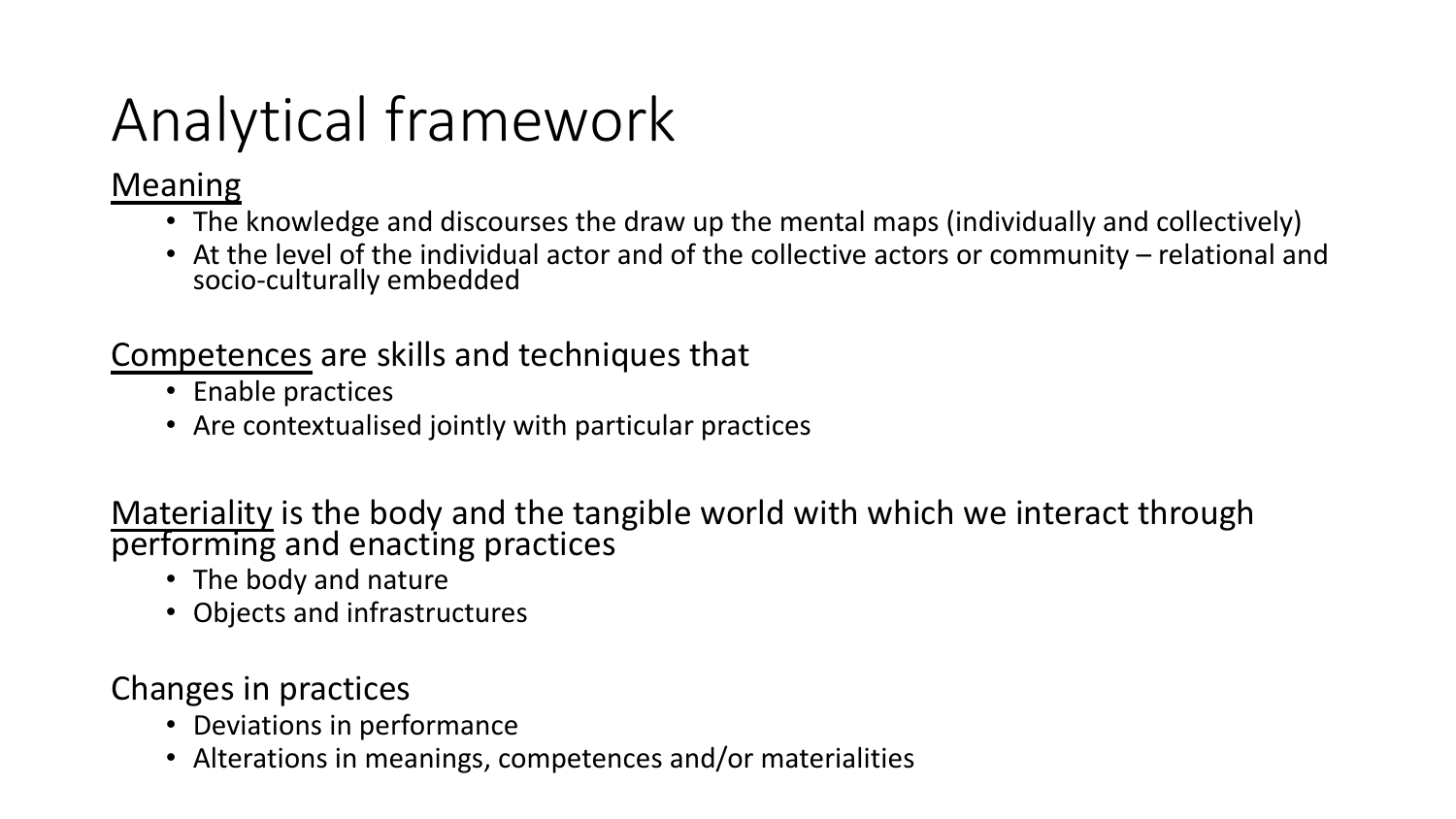# Analytical framework

Meaning

- The knowledge and discourses the draw up the mental maps (individually and collectively)
- At the level of the individual actor and of the collective actors or community – relational and socio-culturally embedded

Competences are skills and techniques that

- Enable practices
- Are contextualised jointly with particular practices

Materiality is the body and the tangible world with which we interact through performing and enacting practices

- The body and nature
- Objects and infrastructures

Changes in practices

- Deviations in performance
- Alterations in meanings, competences and/or materialities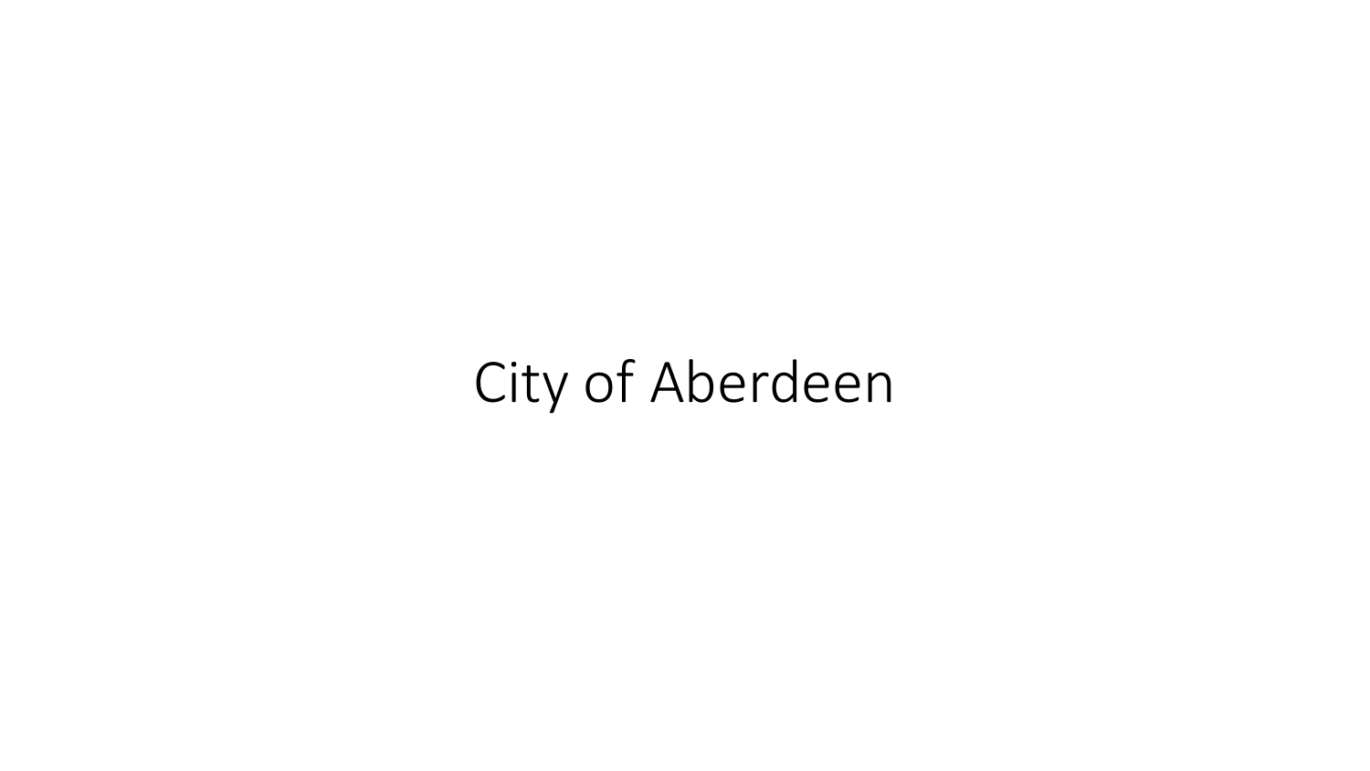# City of Aberdeen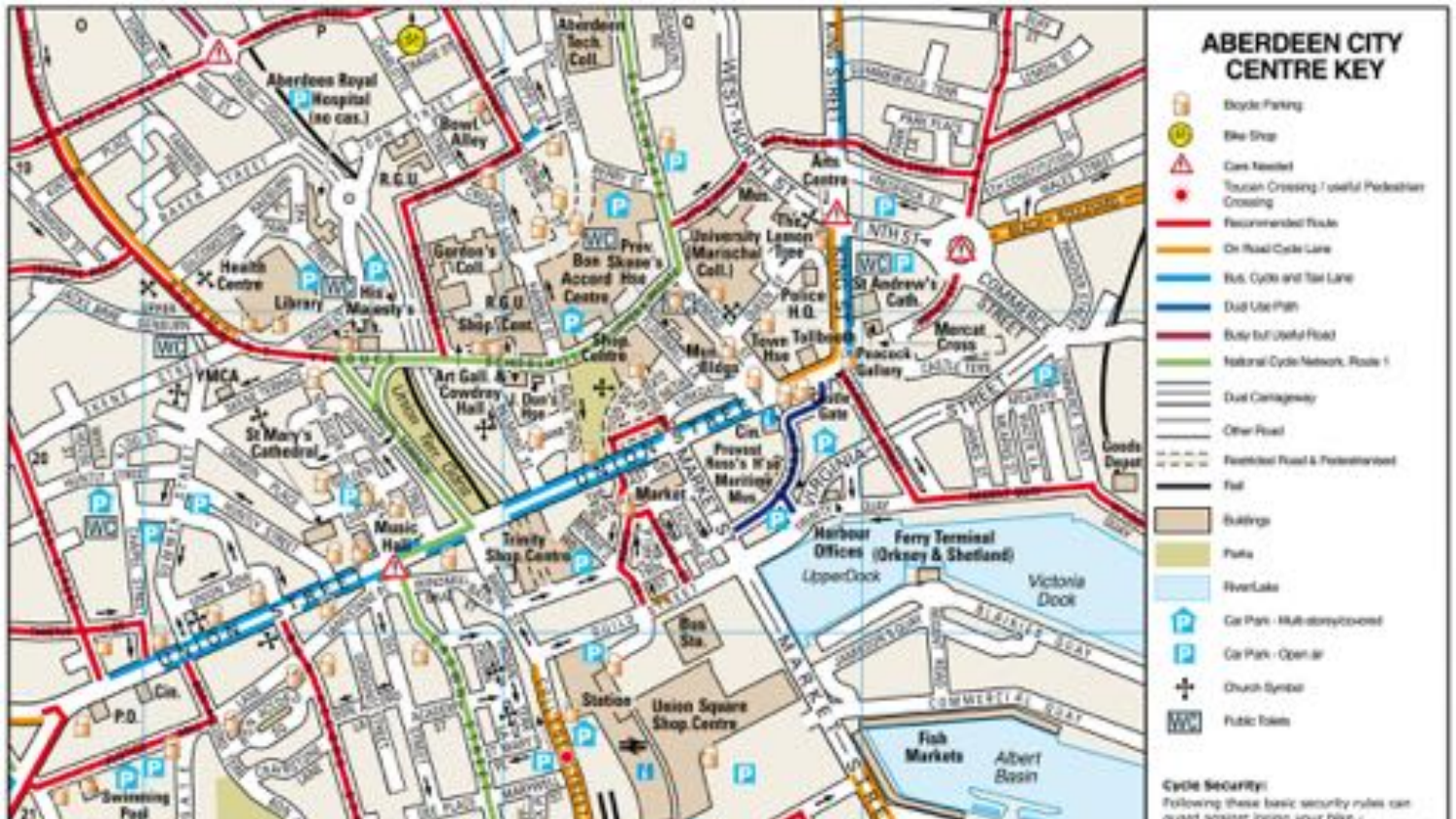# ABERDEEN CITY CENTRE KEY

- Bicycle Parking
- Bike Shop
- Care Needed
- Toucan Crossing / useful Pedestrian Crossing
- Recommended Route
- On Road Cycle Lane
- Bus, Cycle and Taxi Lane
- Dual Use Path
- Busy but Useful Road
- National Cycle Network, Route 1
- Dual Carriageway
- Other Road
- Restricted Road & Pedestrianised
- Rail
- Buildings
- Parks
- River/Lake
- Car Park - Multi-storey/covered
- Car Park - Open air
- Church Symbol
- Public Toilets

**Cycle Security:**

Following these basic security rules can guard against losing your bike -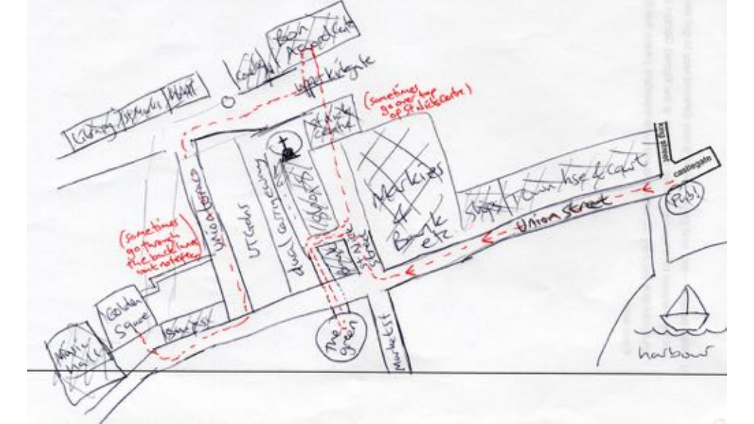Bon Accord Centre

Upperkirkgate

(sometimes go over top of St Nicks Centre)

St Nick Centre

Markies & Boots etc

Steps

Town hse & court

castlegate

Pub

Union street

(sometimes go through the back lanes not terrace)

Union terrace

UT Gdns

dual carriageway

St Nick street

Golden Square

The green

Market St

harbour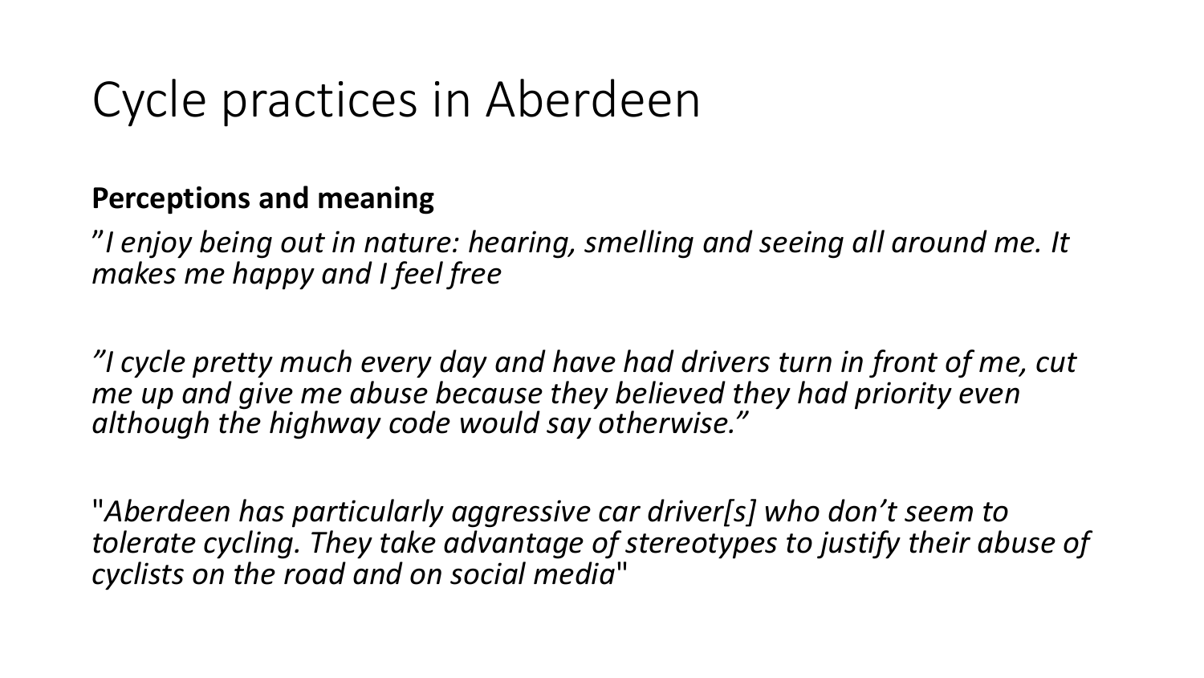# Cycle practices in Aberdeen

**Perceptions and meaning**

”*I enjoy being out in nature: hearing, smelling and seeing all around me. It makes me happy and I feel free*

*”I cycle pretty much every day and have had drivers turn in front of me, cut me up and give me abuse because they believed they had priority even although the highway code would say otherwise.”*

"*Aberdeen has particularly aggressive car driver[s] who don’t seem to tolerate cycling. They take advantage of stereotypes to justify their abuse of cyclists on the road and on social media*"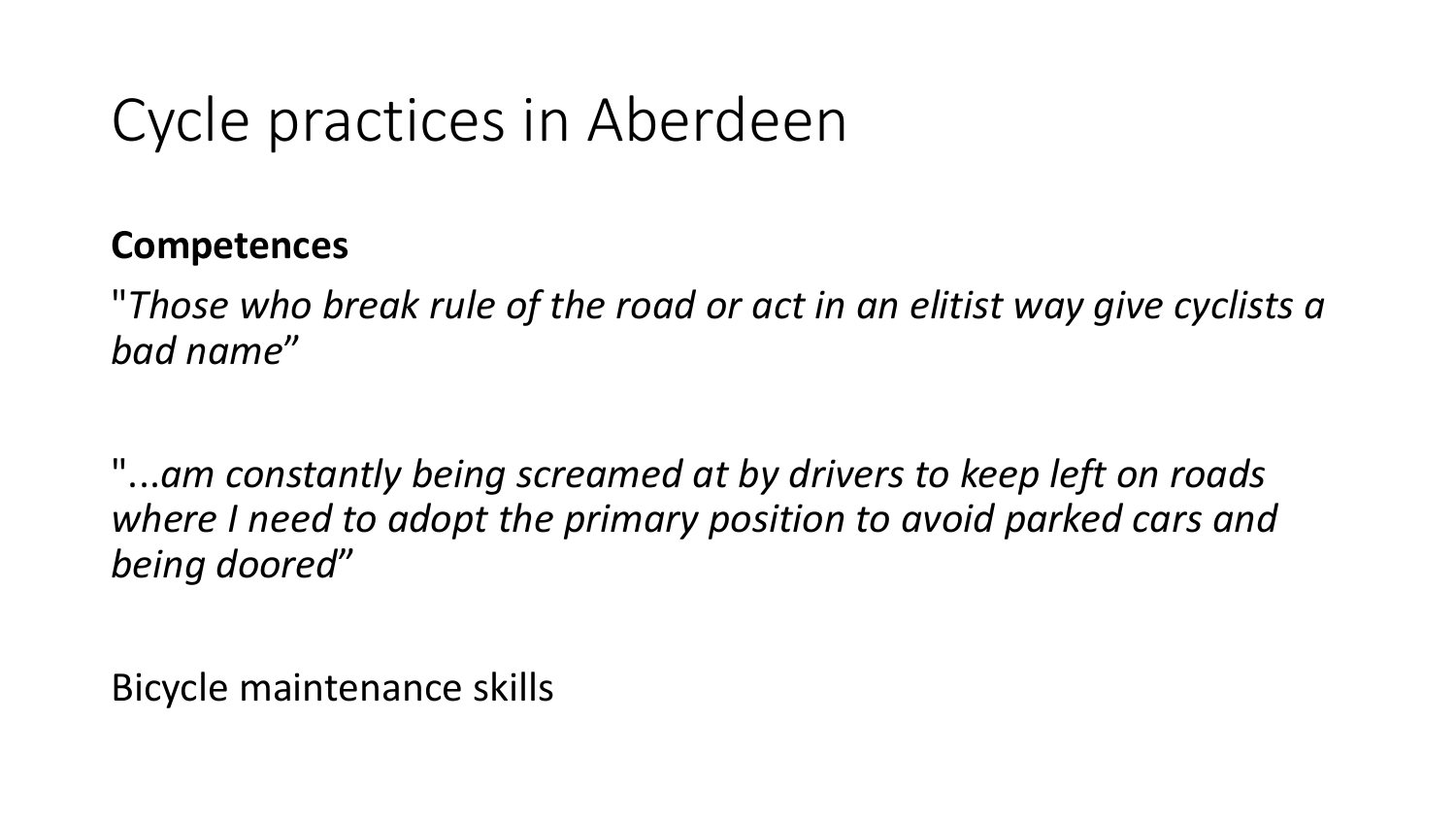# Cycle practices in Aberdeen

**Competences**

"*Those who break rule of the road or act in an elitist way give cyclists a bad name*"

"...*am constantly being screamed at by drivers to keep left on roads where I need to adopt the primary position to avoid parked cars and being doored*"

Bicycle maintenance skills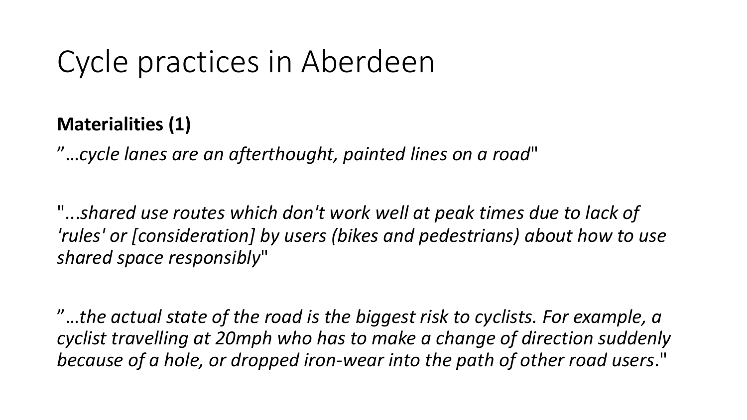# Cycle practices in Aberdeen

**Materialities (1)**

”…*cycle lanes are an afterthought, painted lines on a road*"

"...*shared use routes which don't work well at peak times due to lack of 'rules' or [consideration] by users (bikes and pedestrians) about how to use shared space responsibly*"

”…*the actual state of the road is the biggest risk to cyclists. For example, a cyclist travelling at 20mph who has to make a change of direction suddenly because of a hole, or dropped iron-wear into the path of other road users*."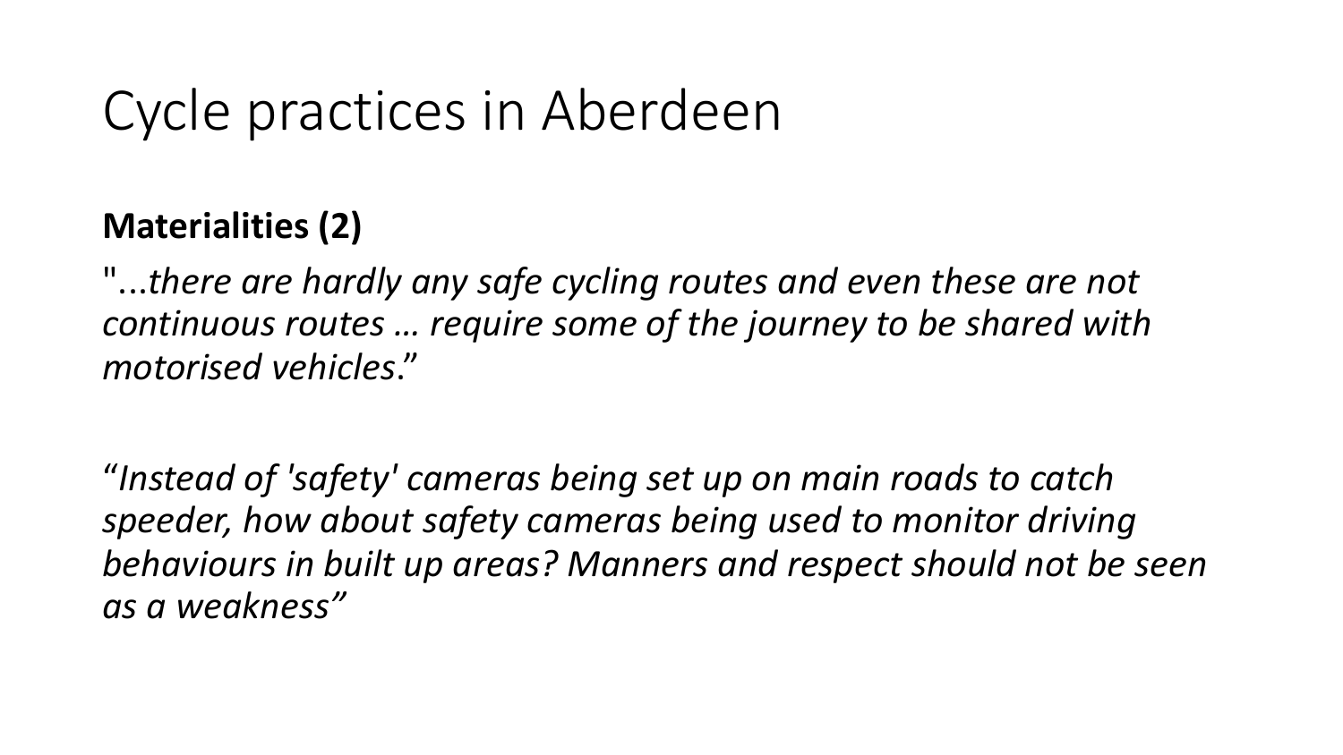# Cycle practices in Aberdeen

**Materialities (2)**

"...*there are hardly any safe cycling routes and even these are not continuous routes … require some of the journey to be shared with motorised vehicles*."

*"Instead of 'safety' cameras being set up on main roads to catch speeder, how about safety cameras being used to monitor driving behaviours in built up areas? Manners and respect should not be seen as a weakness"*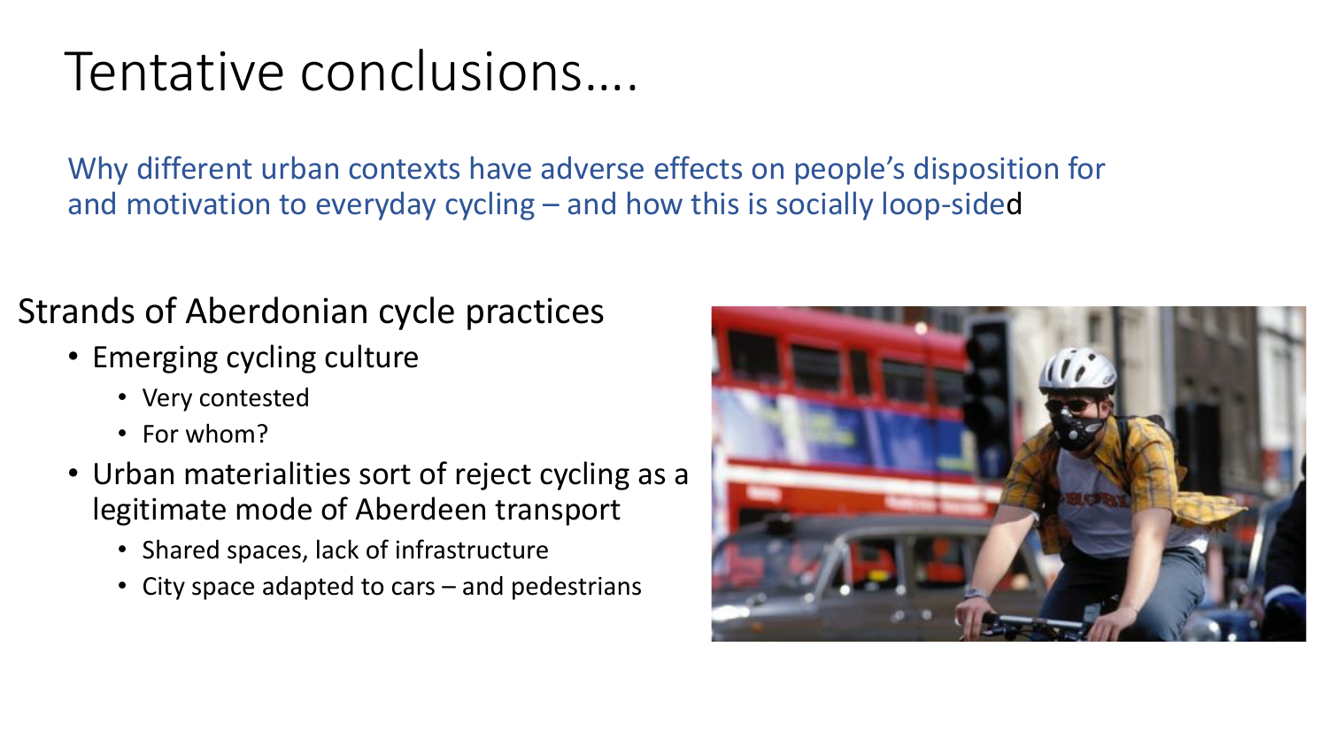# Tentative conclusions….

Why different urban contexts have adverse effects on people's disposition for and motivation to everyday cycling – and how this is socially loop-sided

## Strands of Aberdonian cycle practices

- Emerging cycling culture
  - Very contested
  - For whom?
- Urban materialities sort of reject cycling as a legitimate mode of Aberdeen transport
  - Shared spaces, lack of infrastructure
  - City space adapted to cars – and pedestrians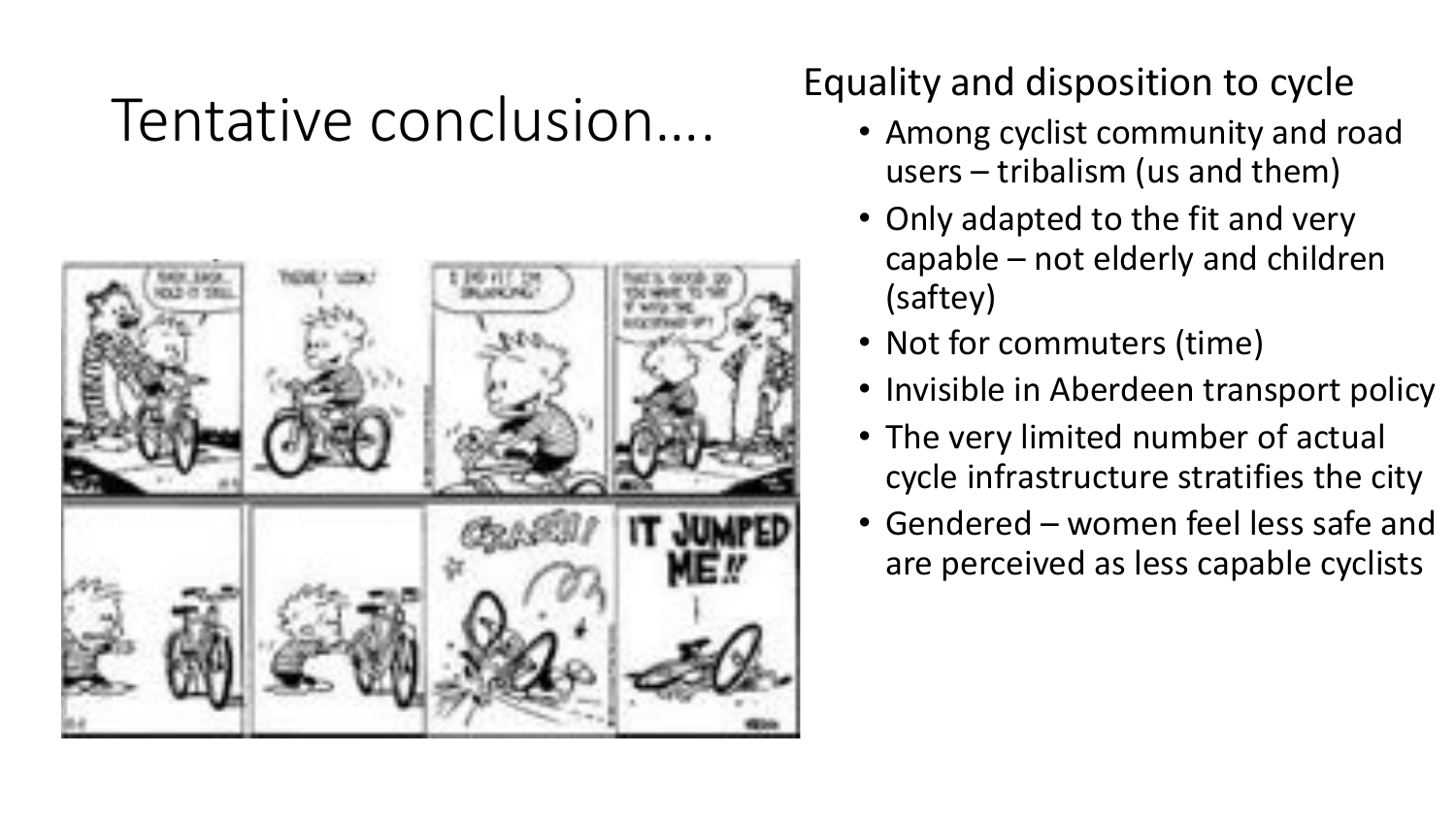# Tentative conclusion….

## Equality and disposition to cycle

- Among cyclist community and road users – tribalism (us and them)
- Only adapted to the fit and very capable – not elderly and children (saftey)
- Not for commuters (time)
- Invisible in Aberdeen transport policy
- The very limited number of actual cycle infrastructure stratifies the city
- Gendered – women feel less safe and are perceived as less capable cyclists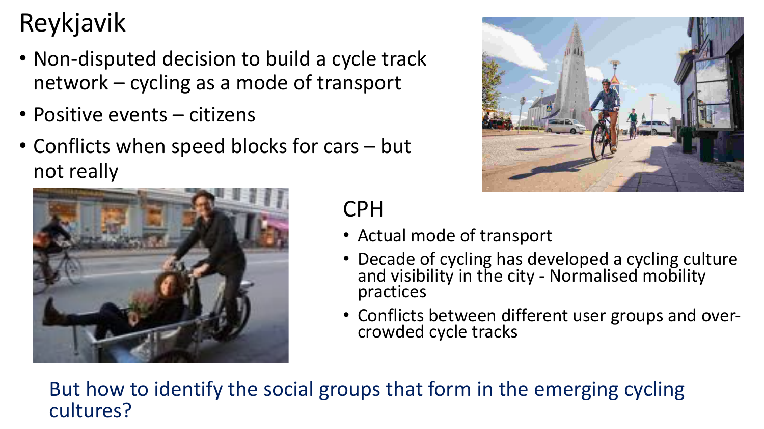# Reykjavik

- Non-disputed decision to build a cycle track network – cycling as a mode of transport
- Positive events – citizens
- Conflicts when speed blocks for cars – but not really

# CPH

- Actual mode of transport
- Decade of cycling has developed a cycling culture and visibility in the city - Normalised mobility practices
- Conflicts between different user groups and over-crowded cycle tracks

But how to identify the social groups that form in the emerging cycling cultures?